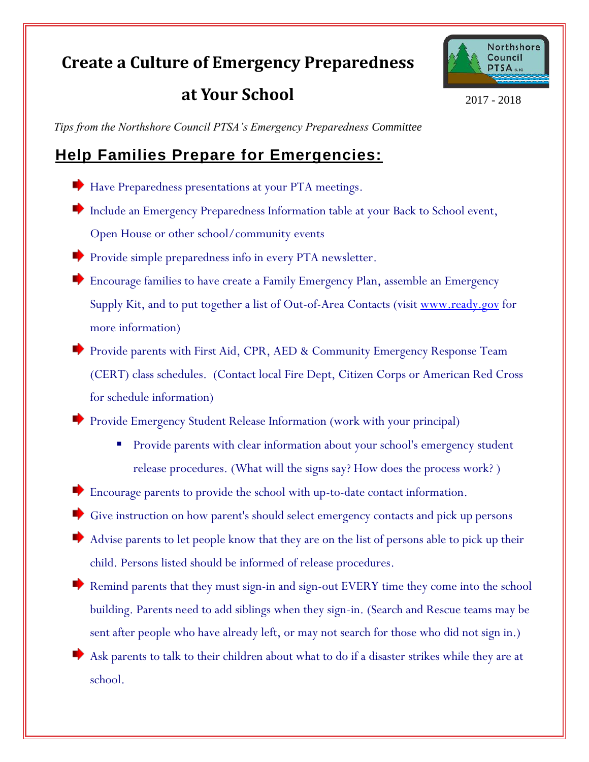# Create a Culture of Emergency Preparedness at Your School

Northshore Council PTSA 6.10

2017 - 2018

*Tips from the Northshore Council PTSA's Emergency Preparedness Committee*

## Help Families Prepare for Emergencies:

- Have Preparedness presentations at your PTA meetings.
- Include an Emergency Preparedness Information table at your Back to School event, Open House or other school/community events
- Provide simple preparedness info in every PTA newsletter.
- Encourage families to have create a Family Emergency Plan, assemble an Emergency Supply Kit, and to put together a list of Out-of-Area Contacts (visit [www.ready.gov](http://www.ready.gov) for more information)
- Provide parents with First Aid, CPR, AED & Community Emergency Response Team (CERT) class schedules. (Contact local Fire Dept, Citizen Corps or American Red Cross for schedule information)
- Provide Emergency Student Release Information (work with your principal)
  - Provide parents with clear information about your school's emergency student release procedures. (What will the signs say? How does the process work? )
- Encourage parents to provide the school with up-to-date contact information.
- Give instruction on how parent's should select emergency contacts and pick up persons
- Advise parents to let people know that they are on the list of persons able to pick up their child. Persons listed should be informed of release procedures.
- Remind parents that they must sign-in and sign-out EVERY time they come into the school building. Parents need to add siblings when they sign-in. (Search and Rescue teams may be sent after people who have already left, or may not search for those who did not sign in.)
- Ask parents to talk to their children about what to do if a disaster strikes while they are at school.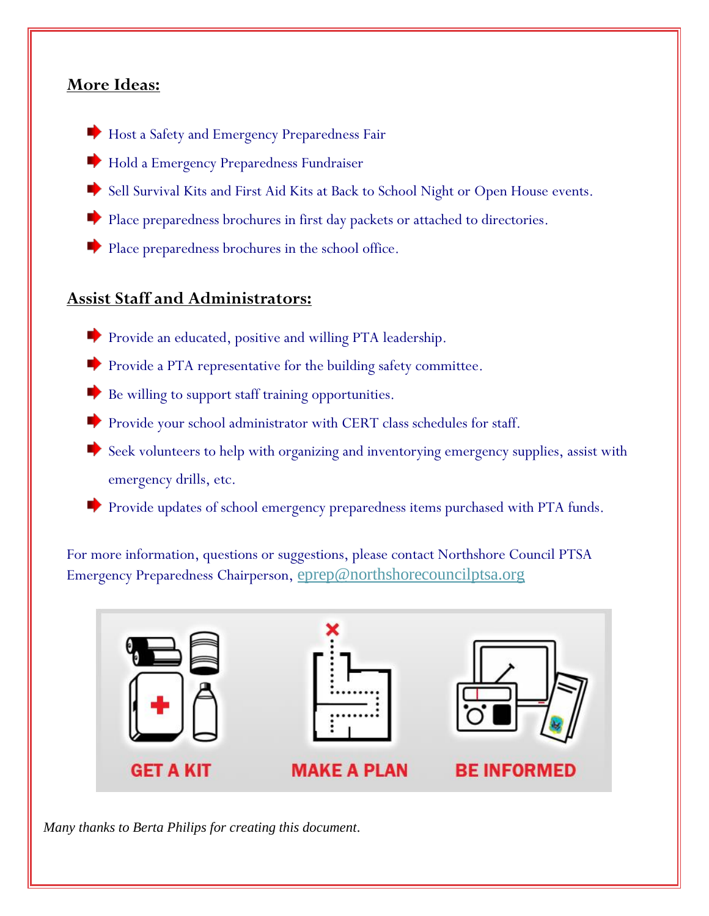## More Ideas:

- Host a Safety and Emergency Preparedness Fair
- Hold a Emergency Preparedness Fundraiser
- Sell Survival Kits and First Aid Kits at Back to School Night or Open House events.
- Place preparedness brochures in first day packets or attached to directories.
- Place preparedness brochures in the school office.

## Assist Staff and Administrators:

- Provide an educated, positive and willing PTA leadership.
- Provide a PTA representative for the building safety committee.
- Be willing to support staff training opportunities.
- Provide your school administrator with CERT class schedules for staff.
- Seek volunteers to help with organizing and inventorying emergency supplies, assist with emergency drills, etc.
- Provide updates of school emergency preparedness items purchased with PTA funds.

For more information, questions or suggestions, please contact Northshore Council PTSA Emergency Preparedness Chairperson, eprep@northshorecouncilptsa.org

GET A KIT

MAKE A PLAN

BE INFORMED

*Many thanks to Berta Philips for creating this document.*